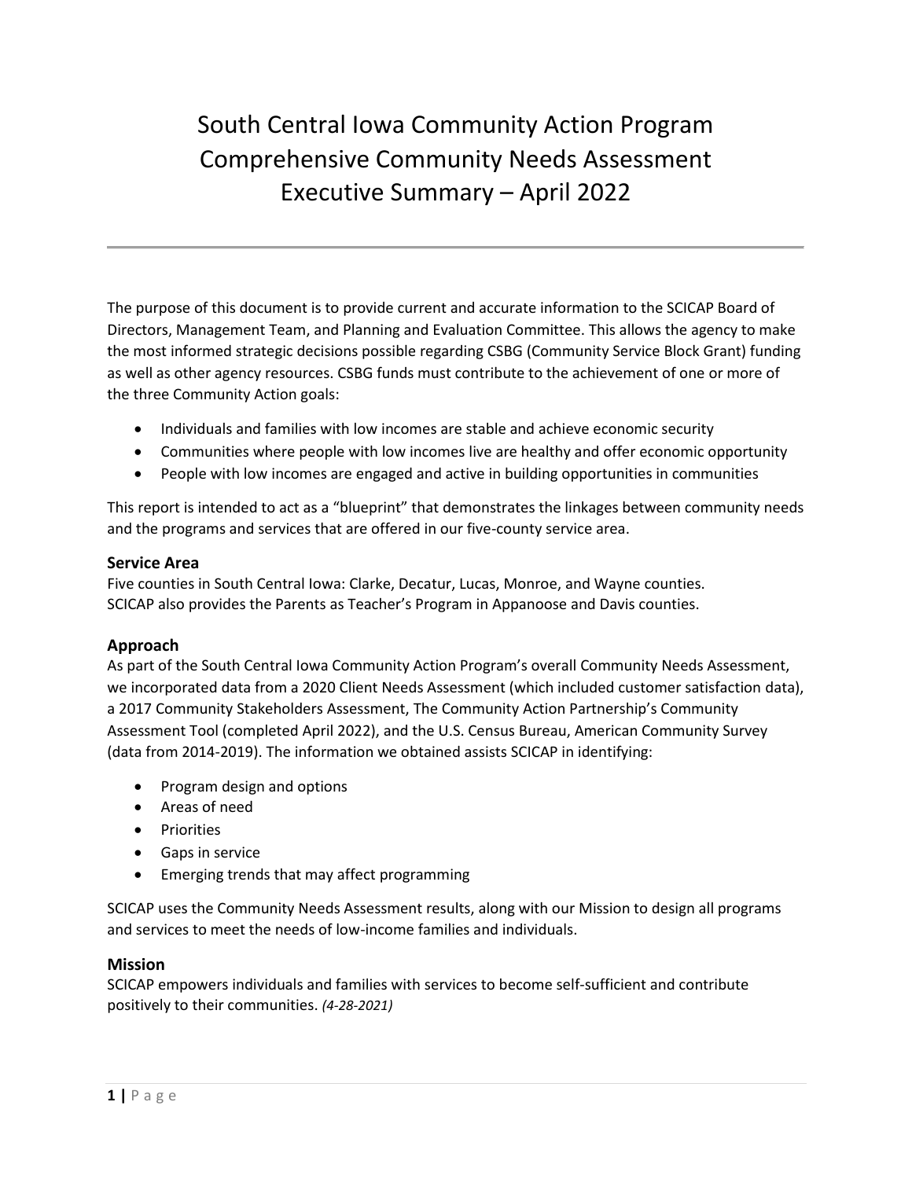# South Central Iowa Community Action Program Comprehensive Community Needs Assessment Executive Summary – April 2022

The purpose of this document is to provide current and accurate information to the SCICAP Board of Directors, Management Team, and Planning and Evaluation Committee. This allows the agency to make the most informed strategic decisions possible regarding CSBG (Community Service Block Grant) funding as well as other agency resources. CSBG funds must contribute to the achievement of one or more of the three Community Action goals:

- Individuals and families with low incomes are stable and achieve economic security
- Communities where people with low incomes live are healthy and offer economic opportunity
- People with low incomes are engaged and active in building opportunities in communities

This report is intended to act as a "blueprint" that demonstrates the linkages between community needs and the programs and services that are offered in our five-county service area.

### Service Area

Five counties in South Central Iowa: Clarke, Decatur, Lucas, Monroe, and Wayne counties.
SCICAP also provides the Parents as Teacher's Program in Appanoose and Davis counties.

### Approach

As part of the South Central Iowa Community Action Program's overall Community Needs Assessment, we incorporated data from a 2020 Client Needs Assessment (which included customer satisfaction data), a 2017 Community Stakeholders Assessment, The Community Action Partnership's Community Assessment Tool (completed April 2022), and the U.S. Census Bureau, American Community Survey (data from 2014-2019). The information we obtained assists SCICAP in identifying:

- Program design and options
- Areas of need
- Priorities
- Gaps in service
- Emerging trends that may affect programming

SCICAP uses the Community Needs Assessment results, along with our Mission to design all programs and services to meet the needs of low-income families and individuals.

### Mission

SCICAP empowers individuals and families with services to become self-sufficient and contribute positively to their communities. *(4-28-2021)*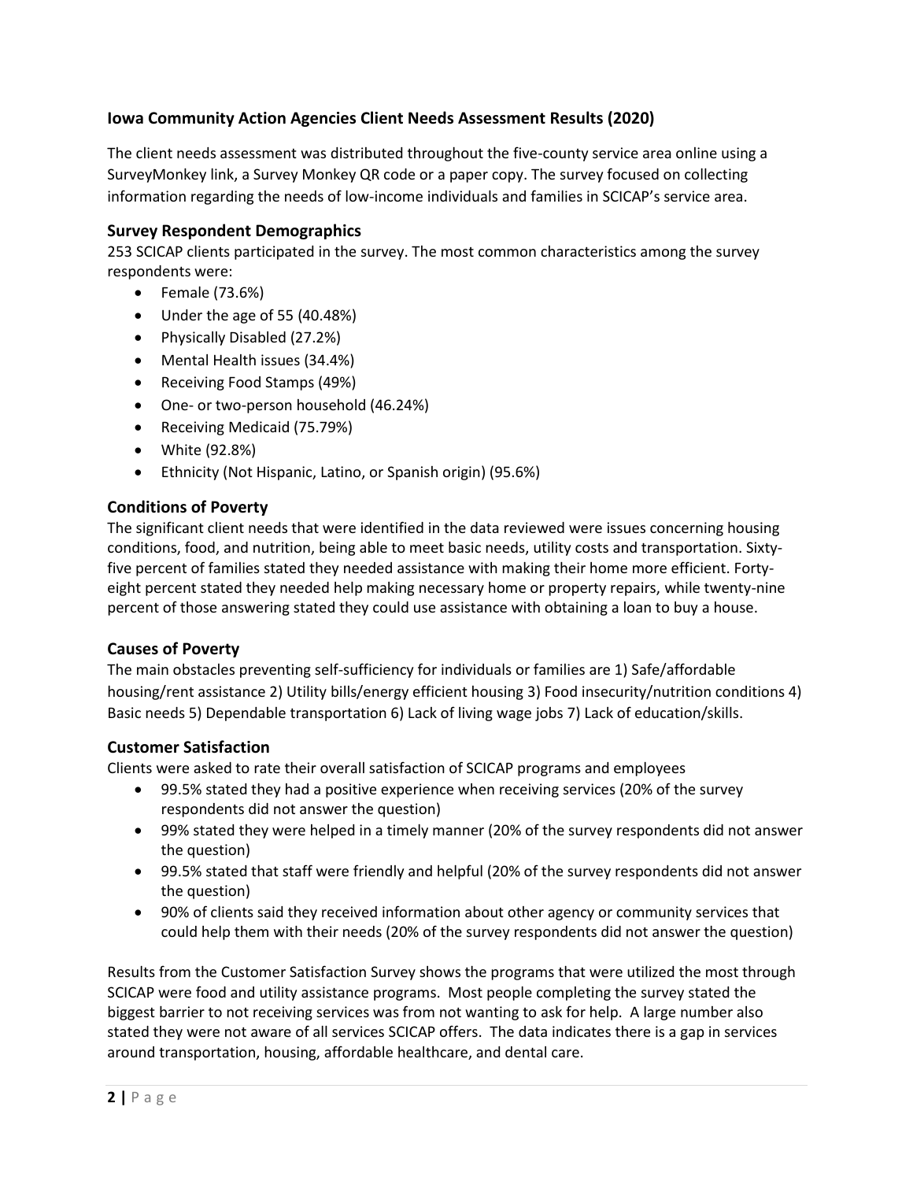## Iowa Community Action Agencies Client Needs Assessment Results (2020)

The client needs assessment was distributed throughout the five-county service area online using a SurveyMonkey link, a Survey Monkey QR code or a paper copy. The survey focused on collecting information regarding the needs of low-income individuals and families in SCICAP's service area.

### Survey Respondent Demographics

253 SCICAP clients participated in the survey. The most common characteristics among the survey respondents were:

- Female (73.6%)
- Under the age of 55 (40.48%)
- Physically Disabled (27.2%)
- Mental Health issues (34.4%)
- Receiving Food Stamps (49%)
- One- or two-person household (46.24%)
- Receiving Medicaid (75.79%)
- White (92.8%)
- Ethnicity (Not Hispanic, Latino, or Spanish origin) (95.6%)

### Conditions of Poverty

The significant client needs that were identified in the data reviewed were issues concerning housing conditions, food, and nutrition, being able to meet basic needs, utility costs and transportation. Sixty-five percent of families stated they needed assistance with making their home more efficient. Forty-eight percent stated they needed help making necessary home or property repairs, while twenty-nine percent of those answering stated they could use assistance with obtaining a loan to buy a house.

### Causes of Poverty

The main obstacles preventing self-sufficiency for individuals or families are 1) Safe/affordable housing/rent assistance 2) Utility bills/energy efficient housing 3) Food insecurity/nutrition conditions 4) Basic needs 5) Dependable transportation 6) Lack of living wage jobs 7) Lack of education/skills.

### Customer Satisfaction

Clients were asked to rate their overall satisfaction of SCICAP programs and employees

- 99.5% stated they had a positive experience when receiving services (20% of the survey respondents did not answer the question)
- 99% stated they were helped in a timely manner (20% of the survey respondents did not answer the question)
- 99.5% stated that staff were friendly and helpful (20% of the survey respondents did not answer the question)
- 90% of clients said they received information about other agency or community services that could help them with their needs (20% of the survey respondents did not answer the question)

Results from the Customer Satisfaction Survey shows the programs that were utilized the most through SCICAP were food and utility assistance programs. Most people completing the survey stated the biggest barrier to not receiving services was from not wanting to ask for help. A large number also stated they were not aware of all services SCICAP offers. The data indicates there is a gap in services around transportation, housing, affordable healthcare, and dental care.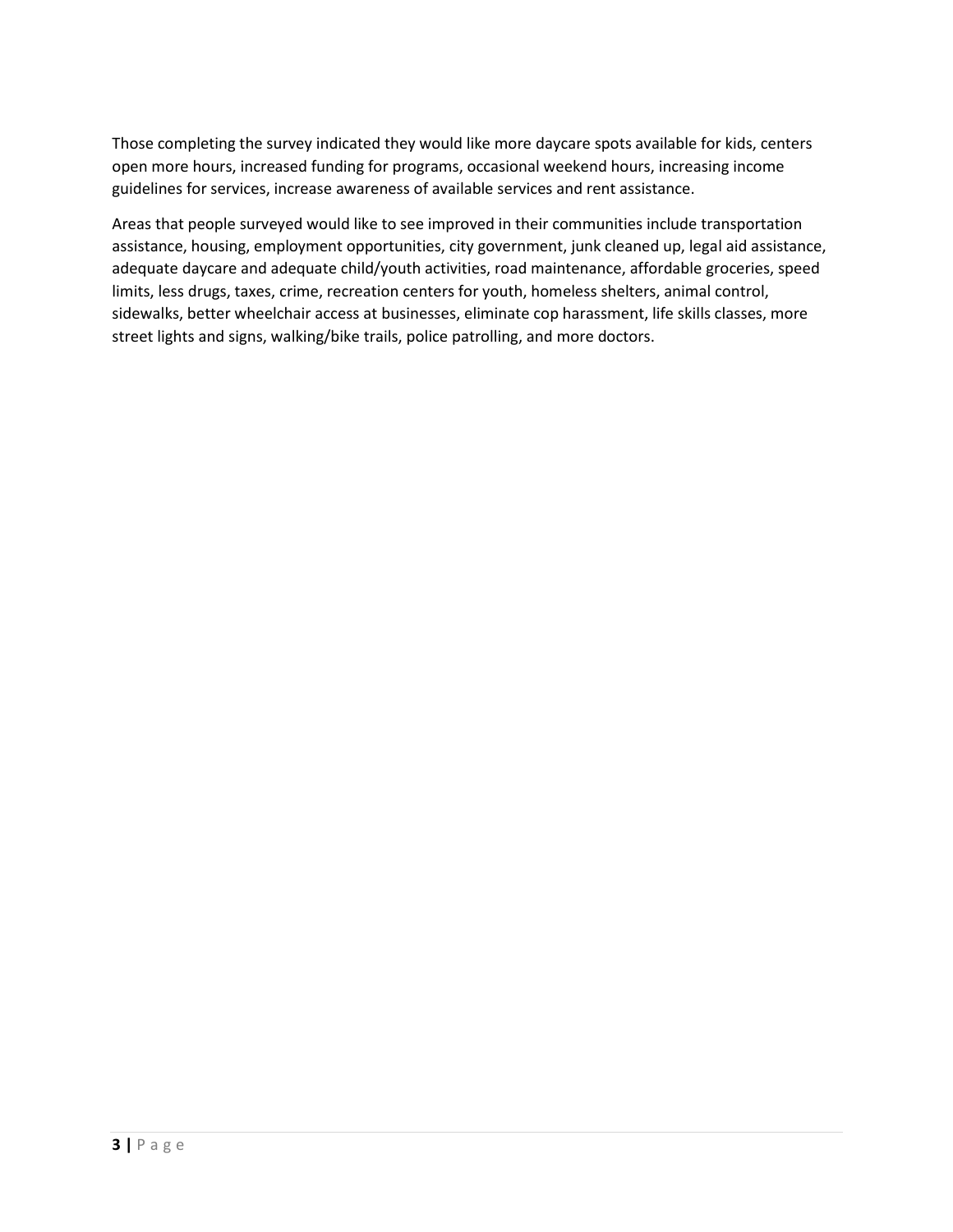Those completing the survey indicated they would like more daycare spots available for kids, centers open more hours, increased funding for programs, occasional weekend hours, increasing income guidelines for services, increase awareness of available services and rent assistance.

Areas that people surveyed would like to see improved in their communities include transportation assistance, housing, employment opportunities, city government, junk cleaned up, legal aid assistance, adequate daycare and adequate child/youth activities, road maintenance, affordable groceries, speed limits, less drugs, taxes, crime, recreation centers for youth, homeless shelters, animal control, sidewalks, better wheelchair access at businesses, eliminate cop harassment, life skills classes, more street lights and signs, walking/bike trails, police patrolling, and more doctors.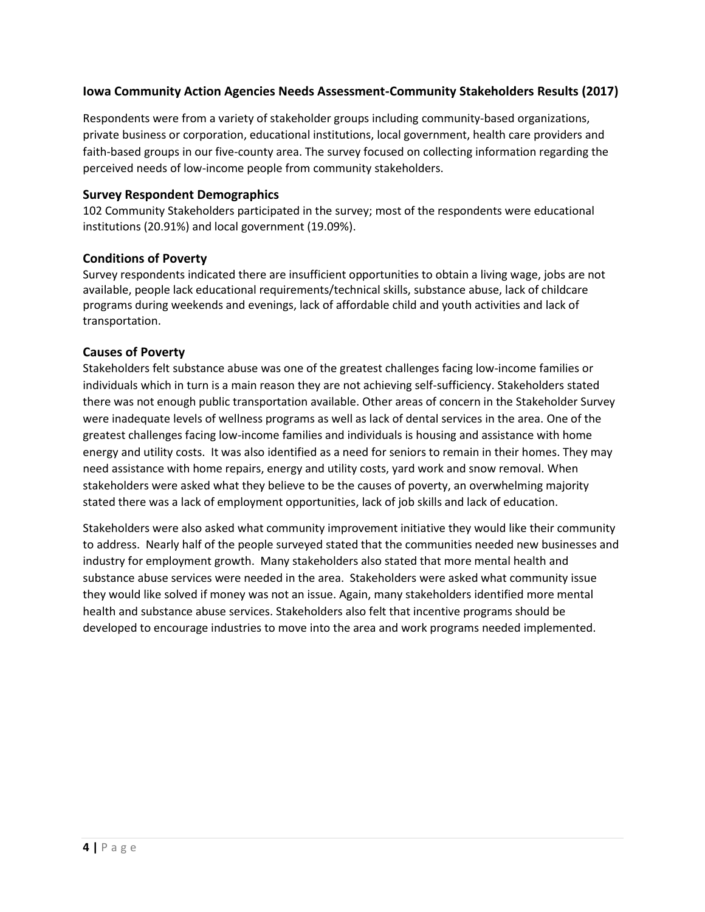### Iowa Community Action Agencies Needs Assessment-Community Stakeholders Results (2017)

Respondents were from a variety of stakeholder groups including community-based organizations, private business or corporation, educational institutions, local government, health care providers and faith-based groups in our five-county area. The survey focused on collecting information regarding the perceived needs of low-income people from community stakeholders.

### Survey Respondent Demographics

102 Community Stakeholders participated in the survey; most of the respondents were educational institutions (20.91%) and local government (19.09%).

### Conditions of Poverty

Survey respondents indicated there are insufficient opportunities to obtain a living wage, jobs are not available, people lack educational requirements/technical skills, substance abuse, lack of childcare programs during weekends and evenings, lack of affordable child and youth activities and lack of transportation.

### Causes of Poverty

Stakeholders felt substance abuse was one of the greatest challenges facing low-income families or individuals which in turn is a main reason they are not achieving self-sufficiency. Stakeholders stated there was not enough public transportation available. Other areas of concern in the Stakeholder Survey were inadequate levels of wellness programs as well as lack of dental services in the area. One of the greatest challenges facing low-income families and individuals is housing and assistance with home energy and utility costs. It was also identified as a need for seniors to remain in their homes. They may need assistance with home repairs, energy and utility costs, yard work and snow removal. When stakeholders were asked what they believe to be the causes of poverty, an overwhelming majority stated there was a lack of employment opportunities, lack of job skills and lack of education.

Stakeholders were also asked what community improvement initiative they would like their community to address. Nearly half of the people surveyed stated that the communities needed new businesses and industry for employment growth. Many stakeholders also stated that more mental health and substance abuse services were needed in the area. Stakeholders were asked what community issue they would like solved if money was not an issue. Again, many stakeholders identified more mental health and substance abuse services. Stakeholders also felt that incentive programs should be developed to encourage industries to move into the area and work programs needed implemented.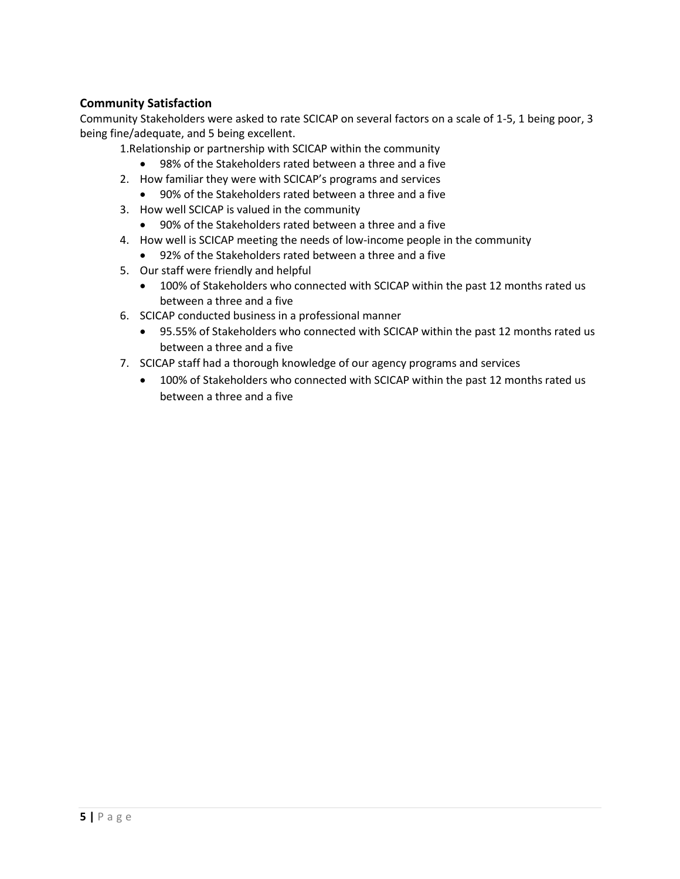### Community Satisfaction

Community Stakeholders were asked to rate SCICAP on several factors on a scale of 1-5, 1 being poor, 3 being fine/adequate, and 5 being excellent.

1. Relationship or partnership with SCICAP within the community
   - 98% of the Stakeholders rated between a three and a five
2. How familiar they were with SCICAP's programs and services
   - 90% of the Stakeholders rated between a three and a five
3. How well SCICAP is valued in the community
   - 90% of the Stakeholders rated between a three and a five
4. How well is SCICAP meeting the needs of low-income people in the community
   - 92% of the Stakeholders rated between a three and a five
5. Our staff were friendly and helpful
   - 100% of Stakeholders who connected with SCICAP within the past 12 months rated us between a three and a five
6. SCICAP conducted business in a professional manner
   - 95.55% of Stakeholders who connected with SCICAP within the past 12 months rated us between a three and a five
7. SCICAP staff had a thorough knowledge of our agency programs and services
   - 100% of Stakeholders who connected with SCICAP within the past 12 months rated us between a three and a five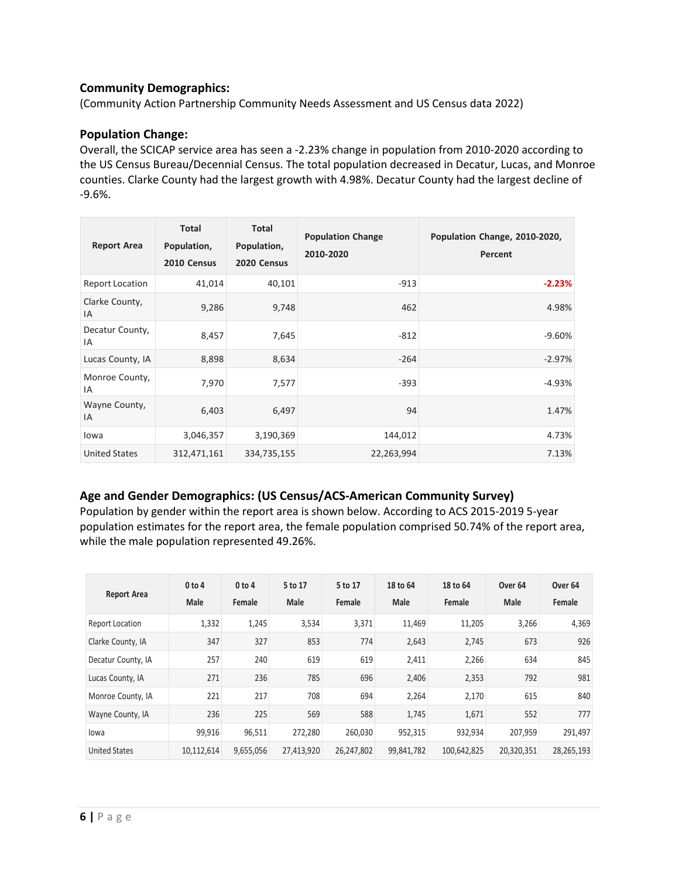## Community Demographics:

(Community Action Partnership Community Needs Assessment and US Census data 2022)

## Population Change:

Overall, the SCICAP service area has seen a -2.23% change in population from 2010-2020 according to the US Census Bureau/Decennial Census. The total population decreased in Decatur, Lucas, and Monroe counties. Clarke County had the largest growth with 4.98%. Decatur County had the largest decline of -9.6%.

| Report Area | Total Population, 2010 Census | Total Population, 2020 Census | Population Change 2010-2020 | Population Change, 2010-2020, Percent |
|---|---|---|---|---|
| Report Location | 41,014 | 40,101 | -913 | -2.23% |
| Clarke County, IA | 9,286 | 9,748 | 462 | 4.98% |
| Decatur County, IA | 8,457 | 7,645 | -812 | -9.60% |
| Lucas County, IA | 8,898 | 8,634 | -264 | -2.97% |
| Monroe County, IA | 7,970 | 7,577 | -393 | -4.93% |
| Wayne County, IA | 6,403 | 6,497 | 94 | 1.47% |
| Iowa | 3,046,357 | 3,190,369 | 144,012 | 4.73% |
| United States | 312,471,161 | 334,735,155 | 22,263,994 | 7.13% |

## Age and Gender Demographics: (US Census/ACS-American Community Survey)

Population by gender within the report area is shown below. According to ACS 2015-2019 5-year population estimates for the report area, the female population comprised 50.74% of the report area, while the male population represented 49.26%.

| Report Area | 0 to 4 Male | 0 to 4 Female | 5 to 17 Male | 5 to 17 Female | 18 to 64 Male | 18 to 64 Female | Over 64 Male | Over 64 Female |
|---|---|---|---|---|---|---|---|---|
| Report Location | 1,332 | 1,245 | 3,534 | 3,371 | 11,469 | 11,205 | 3,266 | 4,369 |
| Clarke County, IA | 347 | 327 | 853 | 774 | 2,643 | 2,745 | 673 | 926 |
| Decatur County, IA | 257 | 240 | 619 | 619 | 2,411 | 2,266 | 634 | 845 |
| Lucas County, IA | 271 | 236 | 785 | 696 | 2,406 | 2,353 | 792 | 981 |
| Monroe County, IA | 221 | 217 | 708 | 694 | 2,264 | 2,170 | 615 | 840 |
| Wayne County, IA | 236 | 225 | 569 | 588 | 1,745 | 1,671 | 552 | 777 |
| Iowa | 99,916 | 96,511 | 272,280 | 260,030 | 952,315 | 932,934 | 207,959 | 291,497 |
| United States | 10,112,614 | 9,655,056 | 27,413,920 | 26,247,802 | 99,841,782 | 100,642,825 | 20,320,351 | 28,265,193 |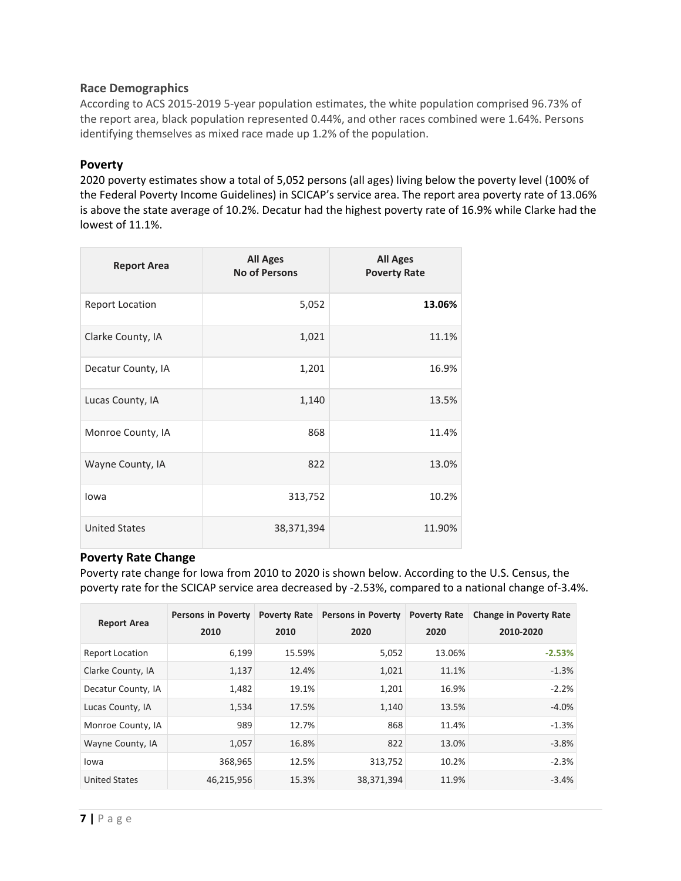### Race Demographics

According to ACS 2015-2019 5-year population estimates, the white population comprised 96.73% of the report area, black population represented 0.44%, and other races combined were 1.64%. Persons identifying themselves as mixed race made up 1.2% of the population.

### Poverty

2020 poverty estimates show a total of 5,052 persons (all ages) living below the poverty level (100% of the Federal Poverty Income Guidelines) in SCICAP's service area. The report area poverty rate of 13.06% is above the state average of 10.2%. Decatur had the highest poverty rate of 16.9% while Clarke had the lowest of 11.1%.

| Report Area | All Ages No of Persons | All Ages Poverty Rate |
|---|---|---|
| Report Location | 5,052 | **13.06%** |
| Clarke County, IA | 1,021 | 11.1% |
| Decatur County, IA | 1,201 | 16.9% |
| Lucas County, IA | 1,140 | 13.5% |
| Monroe County, IA | 868 | 11.4% |
| Wayne County, IA | 822 | 13.0% |
| Iowa | 313,752 | 10.2% |
| United States | 38,371,394 | 11.90% |

### Poverty Rate Change

Poverty rate change for Iowa from 2010 to 2020 is shown below. According to the U.S. Census, the poverty rate for the SCICAP service area decreased by -2.53%, compared to a national change of-3.4%.

| Report Area | Persons in Poverty 2010 | Poverty Rate 2010 | Persons in Poverty 2020 | Poverty Rate 2020 | Change in Poverty Rate 2010-2020 |
|---|---|---|---|---|---|
| Report Location | 6,199 | 15.59% | 5,052 | 13.06% | **-2.53%** |
| Clarke County, IA | 1,137 | 12.4% | 1,021 | 11.1% | -1.3% |
| Decatur County, IA | 1,482 | 19.1% | 1,201 | 16.9% | -2.2% |
| Lucas County, IA | 1,534 | 17.5% | 1,140 | 13.5% | -4.0% |
| Monroe County, IA | 989 | 12.7% | 868 | 11.4% | -1.3% |
| Wayne County, IA | 1,057 | 16.8% | 822 | 13.0% | -3.8% |
| Iowa | 368,965 | 12.5% | 313,752 | 10.2% | -2.3% |
| United States | 46,215,956 | 15.3% | 38,371,394 | 11.9% | -3.4% |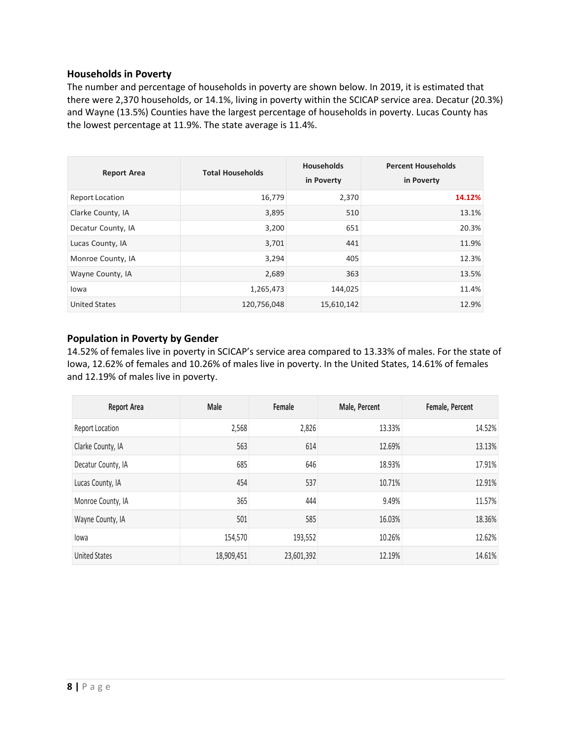## Households in Poverty

The number and percentage of households in poverty are shown below. In 2019, it is estimated that there were 2,370 households, or 14.1%, living in poverty within the SCICAP service area. Decatur (20.3%) and Wayne (13.5%) Counties have the largest percentage of households in poverty. Lucas County has the lowest percentage at 11.9%. The state average is 11.4%.

| Report Area | Total Households | Households in Poverty | Percent Households in Poverty |
|---|---|---|---|
| Report Location | 16,779 | 2,370 | **14.12%** |
| Clarke County, IA | 3,895 | 510 | 13.1% |
| Decatur County, IA | 3,200 | 651 | 20.3% |
| Lucas County, IA | 3,701 | 441 | 11.9% |
| Monroe County, IA | 3,294 | 405 | 12.3% |
| Wayne County, IA | 2,689 | 363 | 13.5% |
| Iowa | 1,265,473 | 144,025 | 11.4% |
| United States | 120,756,048 | 15,610,142 | 12.9% |

## Population in Poverty by Gender

14.52% of females live in poverty in SCICAP's service area compared to 13.33% of males. For the state of Iowa, 12.62% of females and 10.26% of males live in poverty. In the United States, 14.61% of females and 12.19% of males live in poverty.

| Report Area | Male | Female | Male, Percent | Female, Percent |
|---|---|---|---|---|
| Report Location | 2,568 | 2,826 | 13.33% | 14.52% |
| Clarke County, IA | 563 | 614 | 12.69% | 13.13% |
| Decatur County, IA | 685 | 646 | 18.93% | 17.91% |
| Lucas County, IA | 454 | 537 | 10.71% | 12.91% |
| Monroe County, IA | 365 | 444 | 9.49% | 11.57% |
| Wayne County, IA | 501 | 585 | 16.03% | 18.36% |
| Iowa | 154,570 | 193,552 | 10.26% | 12.62% |
| United States | 18,909,451 | 23,601,392 | 12.19% | 14.61% |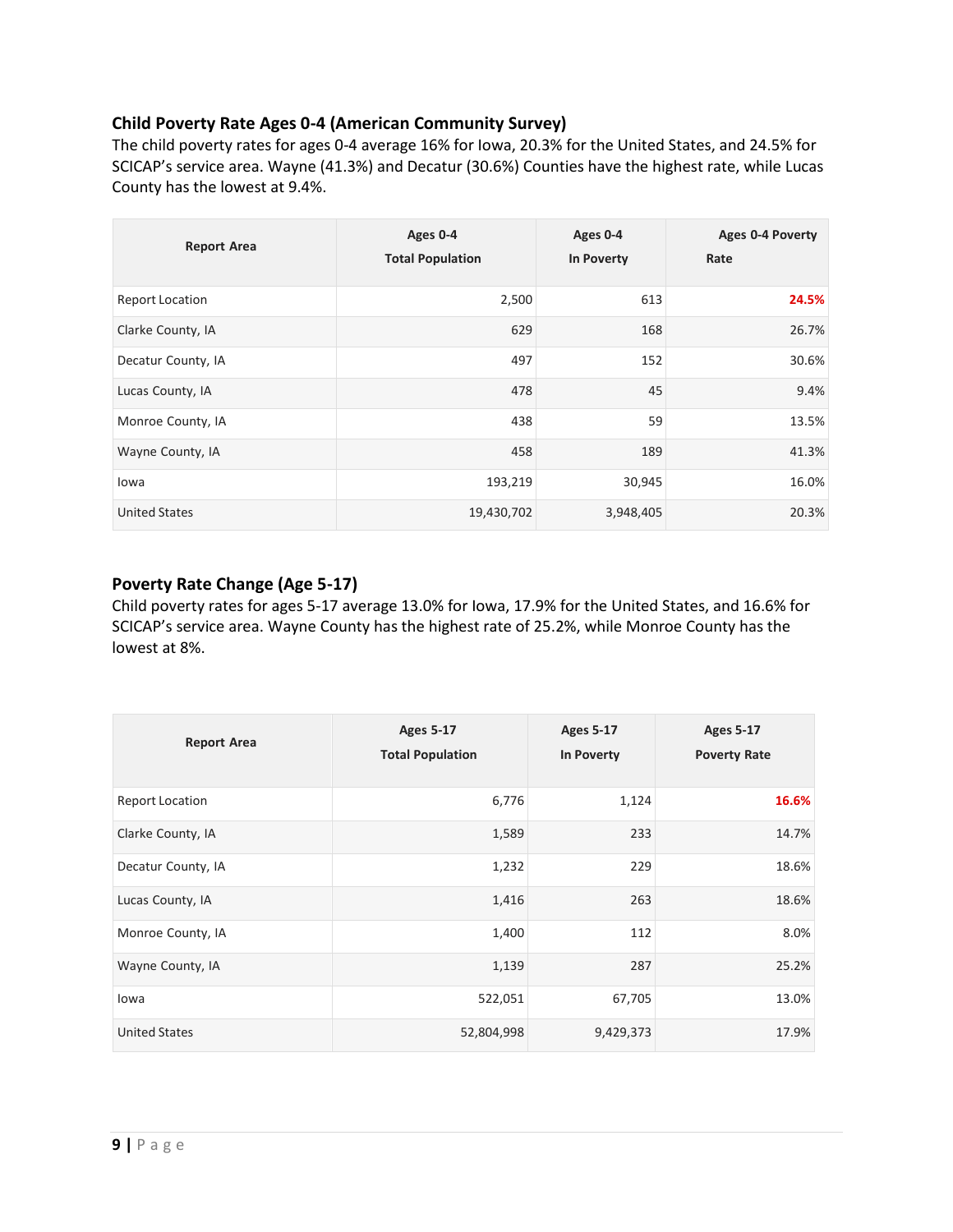### Child Poverty Rate Ages 0-4 (American Community Survey)

The child poverty rates for ages 0-4 average 16% for Iowa, 20.3% for the United States, and 24.5% for SCICAP's service area. Wayne (41.3%) and Decatur (30.6%) Counties have the highest rate, while Lucas County has the lowest at 9.4%.

| Report Area | Ages 0-4 Total Population | Ages 0-4 In Poverty | Ages 0-4 Poverty Rate |
|---|---|---|---|
| Report Location | 2,500 | 613 | **24.5%** |
| Clarke County, IA | 629 | 168 | 26.7% |
| Decatur County, IA | 497 | 152 | 30.6% |
| Lucas County, IA | 478 | 45 | 9.4% |
| Monroe County, IA | 438 | 59 | 13.5% |
| Wayne County, IA | 458 | 189 | 41.3% |
| Iowa | 193,219 | 30,945 | 16.0% |
| United States | 19,430,702 | 3,948,405 | 20.3% |

### Poverty Rate Change (Age 5-17)

Child poverty rates for ages 5-17 average 13.0% for Iowa, 17.9% for the United States, and 16.6% for SCICAP's service area. Wayne County has the highest rate of 25.2%, while Monroe County has the lowest at 8%.

| Report Area | Ages 5-17 Total Population | Ages 5-17 In Poverty | Ages 5-17 Poverty Rate |
|---|---|---|---|
| Report Location | 6,776 | 1,124 | **16.6%** |
| Clarke County, IA | 1,589 | 233 | 14.7% |
| Decatur County, IA | 1,232 | 229 | 18.6% |
| Lucas County, IA | 1,416 | 263 | 18.6% |
| Monroe County, IA | 1,400 | 112 | 8.0% |
| Wayne County, IA | 1,139 | 287 | 25.2% |
| Iowa | 522,051 | 67,705 | 13.0% |
| United States | 52,804,998 | 9,429,373 | 17.9% |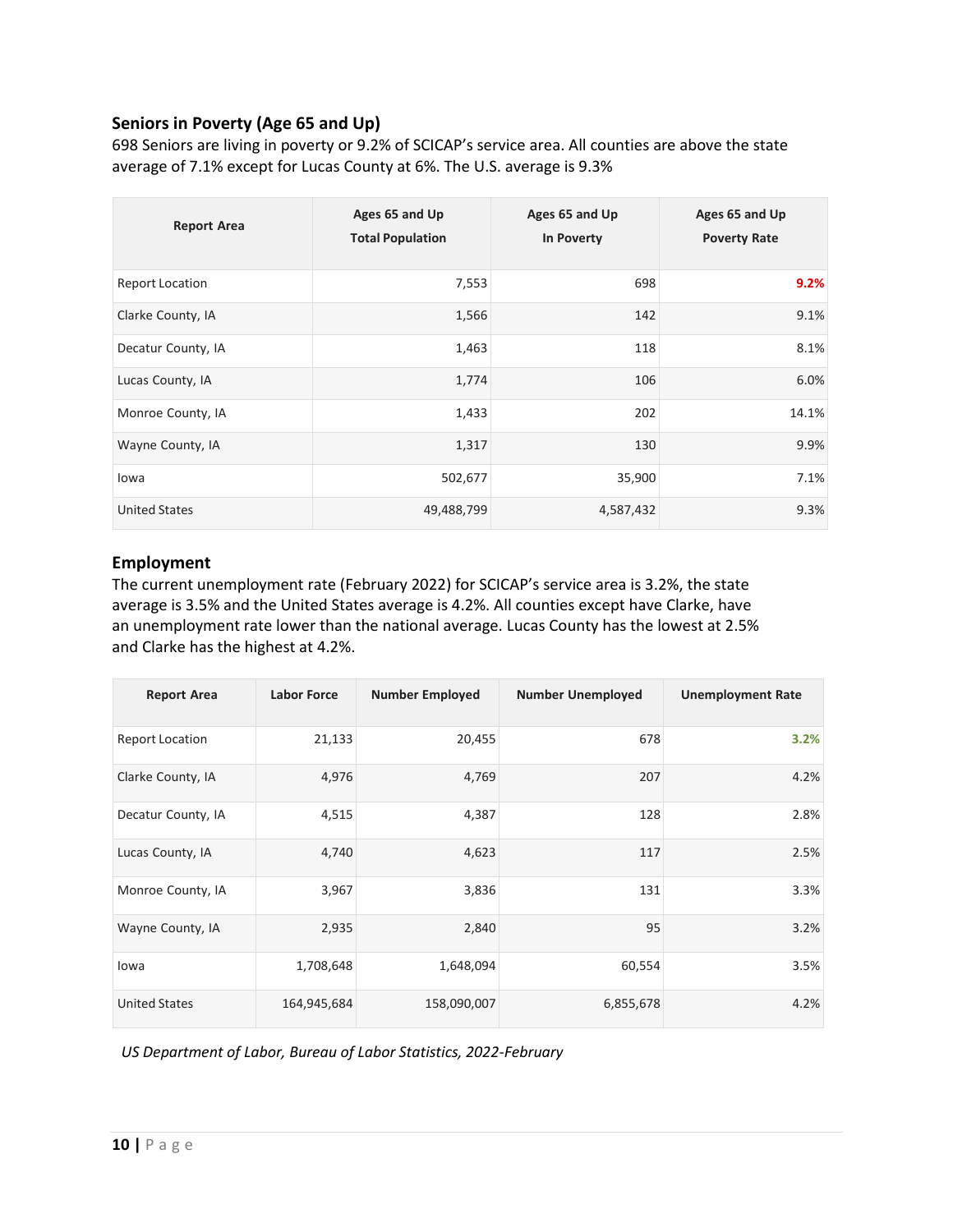## Seniors in Poverty (Age 65 and Up)

698 Seniors are living in poverty or 9.2% of SCICAP's service area. All counties are above the state average of 7.1% except for Lucas County at 6%. The U.S. average is 9.3%

| Report Area | Ages 65 and Up Total Population | Ages 65 and Up In Poverty | Ages 65 and Up Poverty Rate |
|---|---|---|---|
| Report Location | 7,553 | 698 | **9.2%** |
| Clarke County, IA | 1,566 | 142 | 9.1% |
| Decatur County, IA | 1,463 | 118 | 8.1% |
| Lucas County, IA | 1,774 | 106 | 6.0% |
| Monroe County, IA | 1,433 | 202 | 14.1% |
| Wayne County, IA | 1,317 | 130 | 9.9% |
| Iowa | 502,677 | 35,900 | 7.1% |
| United States | 49,488,799 | 4,587,432 | 9.3% |

## Employment

The current unemployment rate (February 2022) for SCICAP's service area is 3.2%, the state average is 3.5% and the United States average is 4.2%. All counties except have Clarke, have an unemployment rate lower than the national average. Lucas County has the lowest at 2.5% and Clarke has the highest at 4.2%.

| Report Area | Labor Force | Number Employed | Number Unemployed | Unemployment Rate |
|---|---|---|---|---|
| Report Location | 21,133 | 20,455 | 678 | **3.2%** |
| Clarke County, IA | 4,976 | 4,769 | 207 | 4.2% |
| Decatur County, IA | 4,515 | 4,387 | 128 | 2.8% |
| Lucas County, IA | 4,740 | 4,623 | 117 | 2.5% |
| Monroe County, IA | 3,967 | 3,836 | 131 | 3.3% |
| Wayne County, IA | 2,935 | 2,840 | 95 | 3.2% |
| Iowa | 1,708,648 | 1,648,094 | 60,554 | 3.5% |
| United States | 164,945,684 | 158,090,007 | 6,855,678 | 4.2% |

*US Department of Labor, Bureau of Labor Statistics, 2022-February*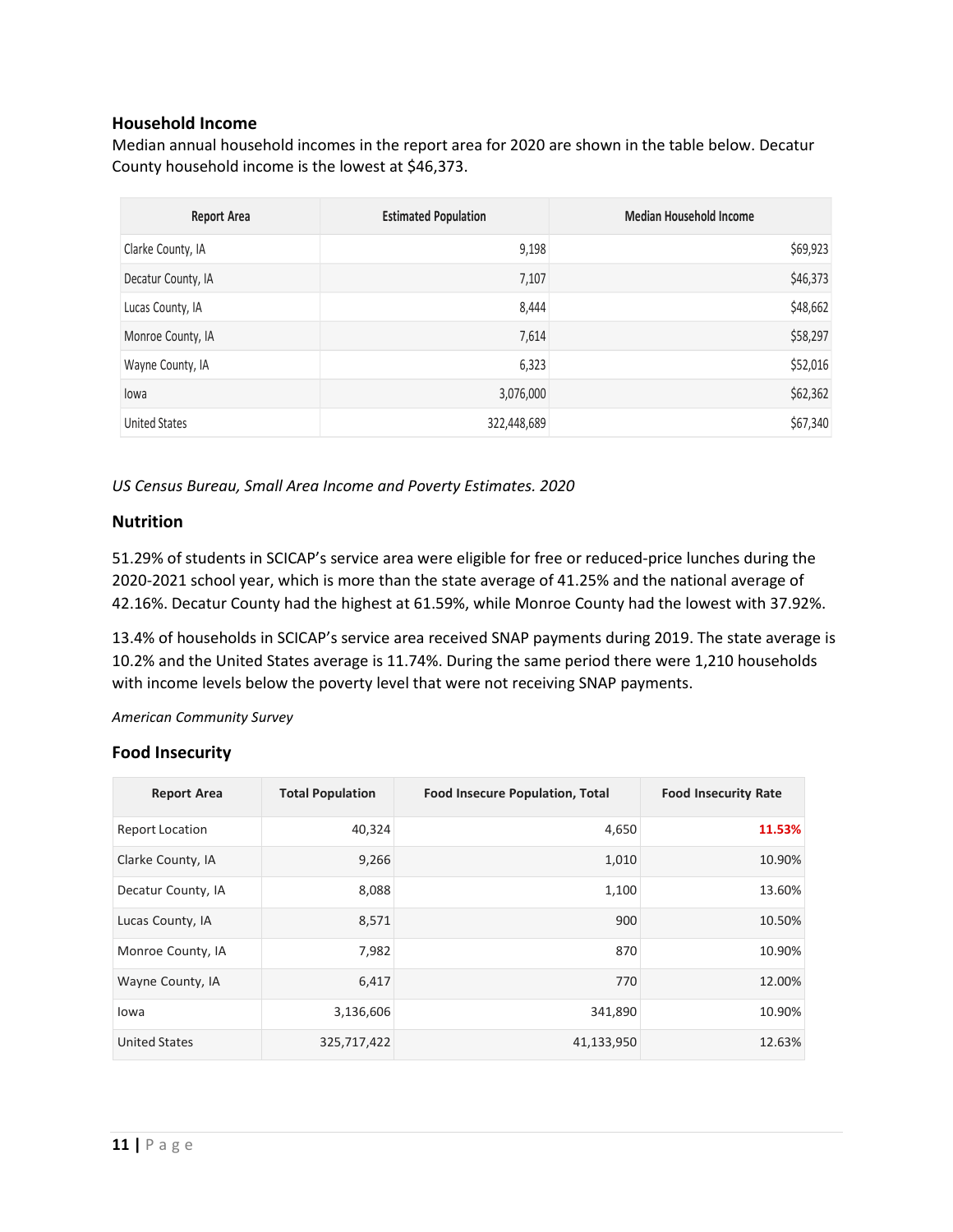## Household Income

Median annual household incomes in the report area for 2020 are shown in the table below. Decatur County household income is the lowest at $46,373.

| Report Area | Estimated Population | Median Household Income |
| --- | --- | --- |
| Clarke County, IA | 9,198 | $69,923 |
| Decatur County, IA | 7,107 | $46,373 |
| Lucas County, IA | 8,444 | $48,662 |
| Monroe County, IA | 7,614 | $58,297 |
| Wayne County, IA | 6,323 | $52,016 |
| Iowa | 3,076,000 | $62,362 |
| United States | 322,448,689 | $67,340 |

*US Census Bureau, Small Area Income and Poverty Estimates. 2020*

## Nutrition

51.29% of students in SCICAP's service area were eligible for free or reduced-price lunches during the 2020-2021 school year, which is more than the state average of 41.25% and the national average of 42.16%. Decatur County had the highest at 61.59%, while Monroe County had the lowest with 37.92%.

13.4% of households in SCICAP's service area received SNAP payments during 2019. The state average is 10.2% and the United States average is 11.74%. During the same period there were 1,210 households with income levels below the poverty level that were not receiving SNAP payments.

*American Community Survey*

## Food Insecurity

| Report Area | Total Population | Food Insecure Population, Total | Food Insecurity Rate |
| --- | --- | --- | --- |
| Report Location | 40,324 | 4,650 | **11.53%** |
| Clarke County, IA | 9,266 | 1,010 | 10.90% |
| Decatur County, IA | 8,088 | 1,100 | 13.60% |
| Lucas County, IA | 8,571 | 900 | 10.50% |
| Monroe County, IA | 7,982 | 870 | 10.90% |
| Wayne County, IA | 6,417 | 770 | 12.00% |
| Iowa | 3,136,606 | 341,890 | 10.90% |
| United States | 325,717,422 | 41,133,950 | 12.63% |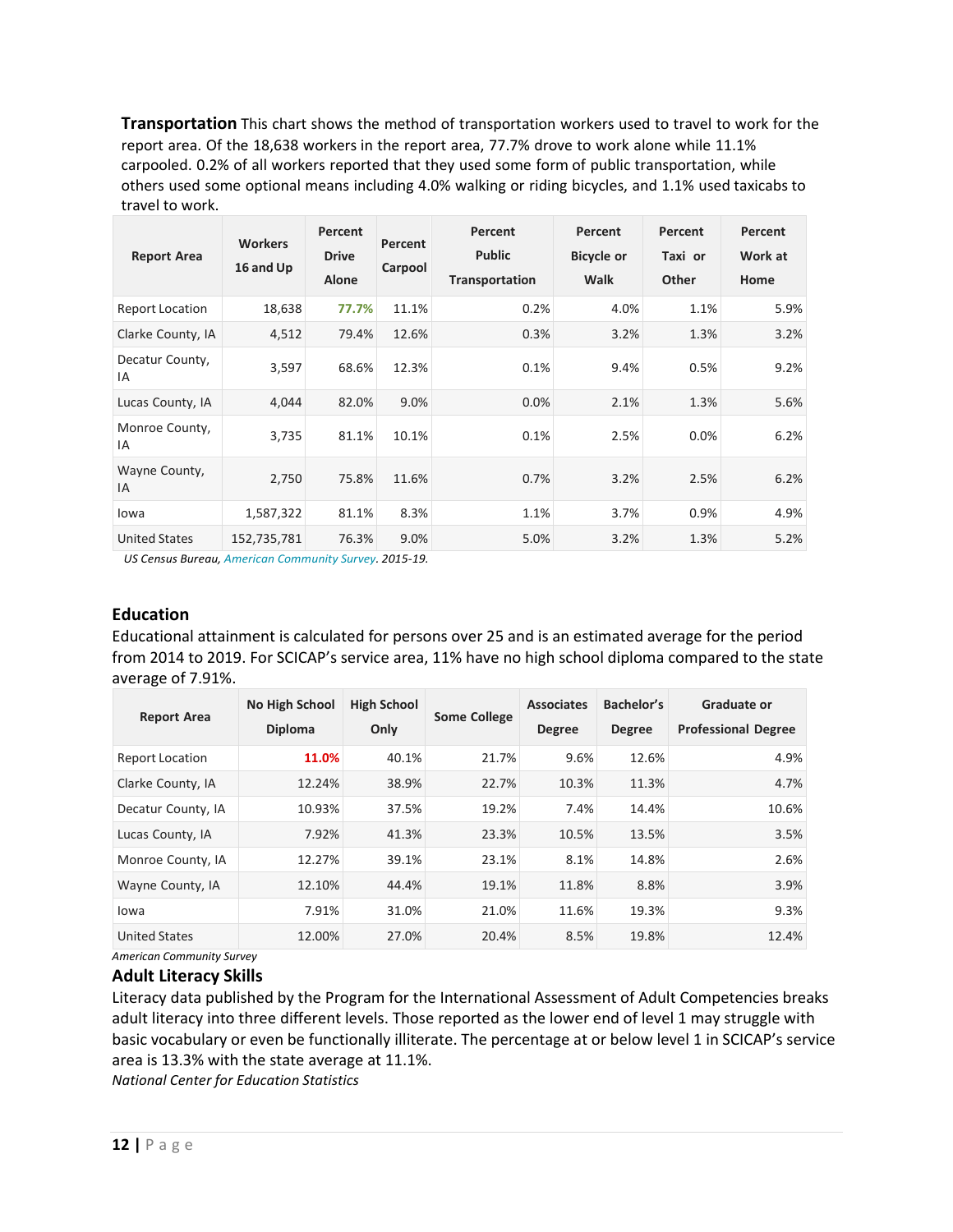**Transportation** This chart shows the method of transportation workers used to travel to work for the report area. Of the 18,638 workers in the report area, 77.7% drove to work alone while 11.1% carpooled. 0.2% of all workers reported that they used some form of public transportation, while others used some optional means including 4.0% walking or riding bicycles, and 1.1% used taxicabs to travel to work.

| Report Area | Workers 16 and Up | Percent Drive Alone | Percent Carpool | Percent Public Transportation | Percent Bicycle or Walk | Percent Taxi or Other | Percent Work at Home |
|---|---|---|---|---|---|---|---|
| Report Location | 18,638 | 77.7% | 11.1% | 0.2% | 4.0% | 1.1% | 5.9% |
| Clarke County, IA | 4,512 | 79.4% | 12.6% | 0.3% | 3.2% | 1.3% | 3.2% |
| Decatur County, IA | 3,597 | 68.6% | 12.3% | 0.1% | 9.4% | 0.5% | 9.2% |
| Lucas County, IA | 4,044 | 82.0% | 9.0% | 0.0% | 2.1% | 1.3% | 5.6% |
| Monroe County, IA | 3,735 | 81.1% | 10.1% | 0.1% | 2.5% | 0.0% | 6.2% |
| Wayne County, IA | 2,750 | 75.8% | 11.6% | 0.7% | 3.2% | 2.5% | 6.2% |
| Iowa | 1,587,322 | 81.1% | 8.3% | 1.1% | 3.7% | 0.9% | 4.9% |
| United States | 152,735,781 | 76.3% | 9.0% | 5.0% | 3.2% | 1.3% | 5.2% |

*US Census Bureau, American Community Survey. 2015-19.*

## Education

Educational attainment is calculated for persons over 25 and is an estimated average for the period from 2014 to 2019. For SCICAP's service area, 11% have no high school diploma compared to the state average of 7.91%.

| Report Area | No High School Diploma | High School Only | Some College | Associates Degree | Bachelor's Degree | Graduate or Professional Degree |
|---|---|---|---|---|---|---|
| Report Location | 11.0% | 40.1% | 21.7% | 9.6% | 12.6% | 4.9% |
| Clarke County, IA | 12.24% | 38.9% | 22.7% | 10.3% | 11.3% | 4.7% |
| Decatur County, IA | 10.93% | 37.5% | 19.2% | 7.4% | 14.4% | 10.6% |
| Lucas County, IA | 7.92% | 41.3% | 23.3% | 10.5% | 13.5% | 3.5% |
| Monroe County, IA | 12.27% | 39.1% | 23.1% | 8.1% | 14.8% | 2.6% |
| Wayne County, IA | 12.10% | 44.4% | 19.1% | 11.8% | 8.8% | 3.9% |
| Iowa | 7.91% | 31.0% | 21.0% | 11.6% | 19.3% | 9.3% |
| United States | 12.00% | 27.0% | 20.4% | 8.5% | 19.8% | 12.4% |

*American Community Survey*

## Adult Literacy Skills

Literacy data published by the Program for the International Assessment of Adult Competencies breaks adult literacy into three different levels. Those reported as the lower end of level 1 may struggle with basic vocabulary or even be functionally illiterate. The percentage at or below level 1 in SCICAP's service area is 13.3% with the state average at 11.1%.

*National Center for Education Statistics*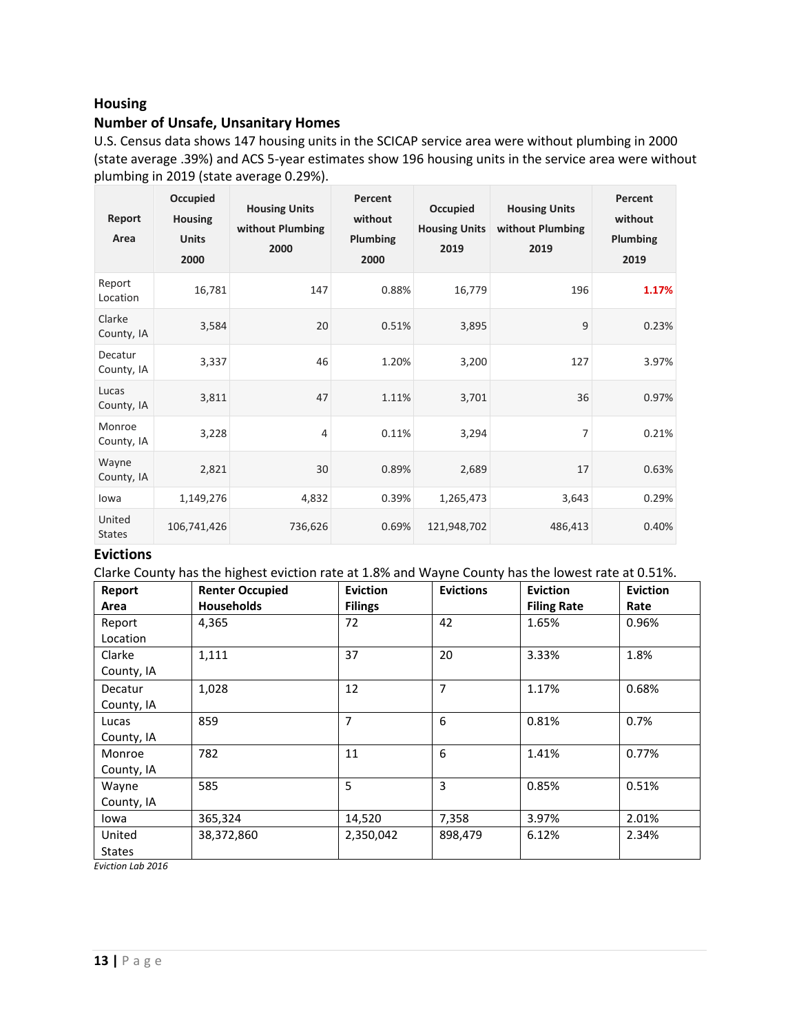## Housing

### Number of Unsafe, Unsanitary Homes

U.S. Census data shows 147 housing units in the SCICAP service area were without plumbing in 2000 (state average .39%) and ACS 5-year estimates show 196 housing units in the service area were without plumbing in 2019 (state average 0.29%).

| Report Area | Occupied Housing Units 2000 | Housing Units without Plumbing 2000 | Percent without Plumbing 2000 | Occupied Housing Units 2019 | Housing Units without Plumbing 2019 | Percent without Plumbing 2019 |
|---|---|---|---|---|---|---|
| Report Location | 16,781 | 147 | 0.88% | 16,779 | 196 | 1.17% |
| Clarke County, IA | 3,584 | 20 | 0.51% | 3,895 | 9 | 0.23% |
| Decatur County, IA | 3,337 | 46 | 1.20% | 3,200 | 127 | 3.97% |
| Lucas County, IA | 3,811 | 47 | 1.11% | 3,701 | 36 | 0.97% |
| Monroe County, IA | 3,228 | 4 | 0.11% | 3,294 | 7 | 0.21% |
| Wayne County, IA | 2,821 | 30 | 0.89% | 2,689 | 17 | 0.63% |
| Iowa | 1,149,276 | 4,832 | 0.39% | 1,265,473 | 3,643 | 0.29% |
| United States | 106,741,426 | 736,626 | 0.69% | 121,948,702 | 486,413 | 0.40% |

### Evictions

Clarke County has the highest eviction rate at 1.8% and Wayne County has the lowest rate at 0.51%.

| Report Area | Renter Occupied Households | Eviction Filings | Evictions | Eviction Filing Rate | Eviction Rate |
|---|---|---|---|---|---|
| Report Location | 4,365 | 72 | 42 | 1.65% | 0.96% |
| Clarke County, IA | 1,111 | 37 | 20 | 3.33% | 1.8% |
| Decatur County, IA | 1,028 | 12 | 7 | 1.17% | 0.68% |
| Lucas County, IA | 859 | 7 | 6 | 0.81% | 0.7% |
| Monroe County, IA | 782 | 11 | 6 | 1.41% | 0.77% |
| Wayne County, IA | 585 | 5 | 3 | 0.85% | 0.51% |
| Iowa | 365,324 | 14,520 | 7,358 | 3.97% | 2.01% |
| United States | 38,372,860 | 2,350,042 | 898,479 | 6.12% | 2.34% |

*Eviction Lab 2016*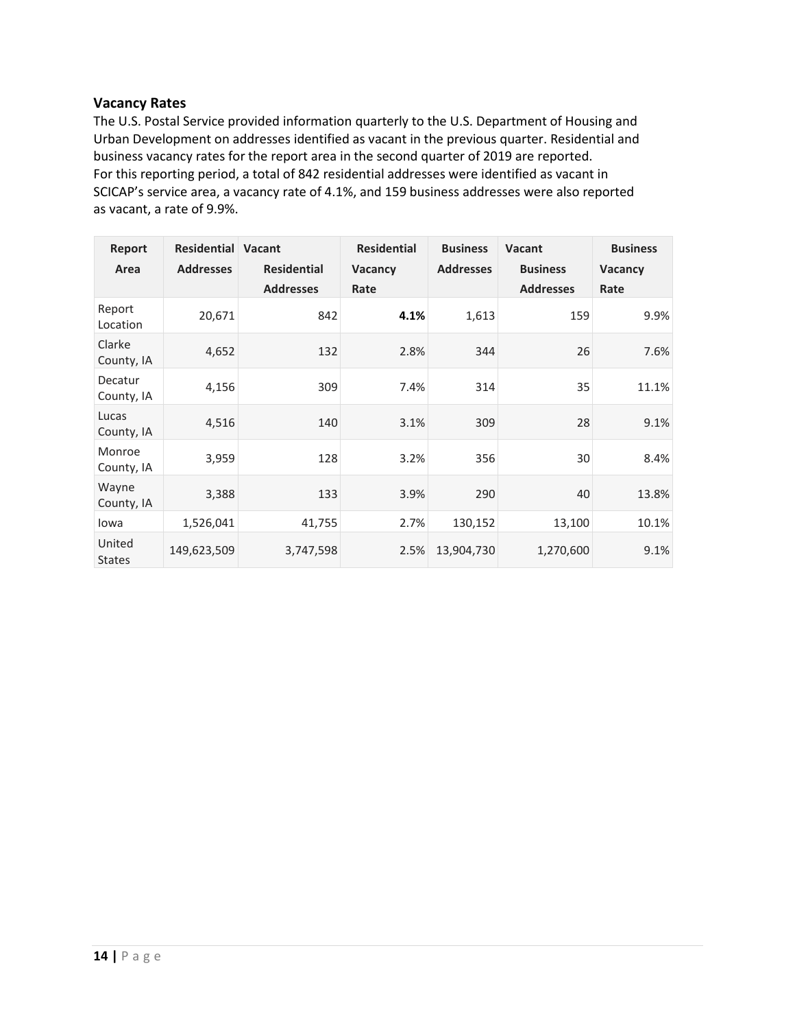### Vacancy Rates

The U.S. Postal Service provided information quarterly to the U.S. Department of Housing and Urban Development on addresses identified as vacant in the previous quarter. Residential and business vacancy rates for the report area in the second quarter of 2019 are reported.
For this reporting period, a total of 842 residential addresses were identified as vacant in SCICAP's service area, a vacancy rate of 4.1%, and 159 business addresses were also reported as vacant, a rate of 9.9%.

| Report Area | Residential Addresses | Vacant Residential Addresses | Residential Vacancy Rate | Business Addresses | Vacant Business Addresses | Business Vacancy Rate |
|---|---|---|---|---|---|---|
| Report Location | 20,671 | 842 | **4.1%** | 1,613 | 159 | 9.9% |
| Clarke County, IA | 4,652 | 132 | 2.8% | 344 | 26 | 7.6% |
| Decatur County, IA | 4,156 | 309 | 7.4% | 314 | 35 | 11.1% |
| Lucas County, IA | 4,516 | 140 | 3.1% | 309 | 28 | 9.1% |
| Monroe County, IA | 3,959 | 128 | 3.2% | 356 | 30 | 8.4% |
| Wayne County, IA | 3,388 | 133 | 3.9% | 290 | 40 | 13.8% |
| Iowa | 1,526,041 | 41,755 | 2.7% | 130,152 | 13,100 | 10.1% |
| United States | 149,623,509 | 3,747,598 | 2.5% | 13,904,730 | 1,270,600 | 9.1% |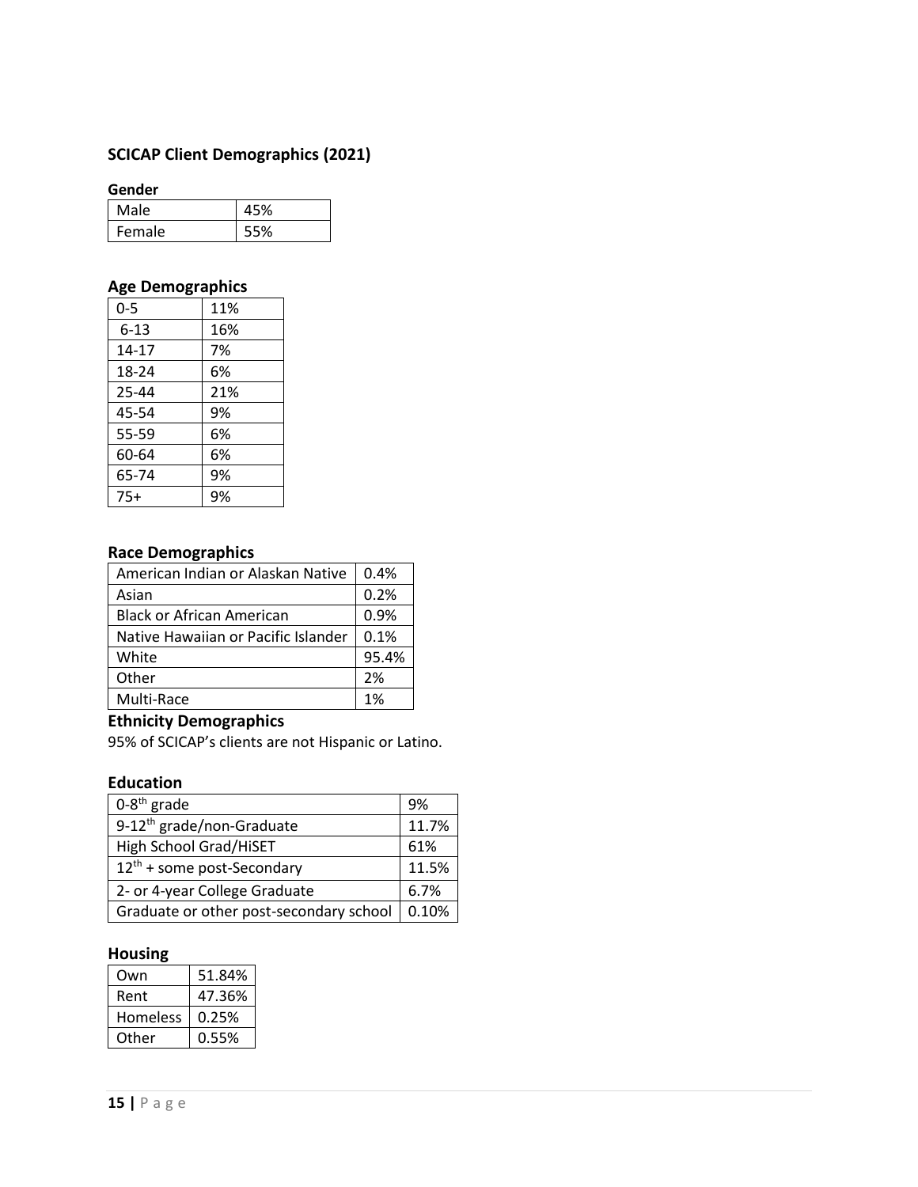## SCICAP Client Demographics (2021)

### Gender

| Male | 45% |
|---|---|
| Female | 55% |

### Age Demographics

| 0-5 | 11% |
|---|---|
| 6-13 | 16% |
| 14-17 | 7% |
| 18-24 | 6% |
| 25-44 | 21% |
| 45-54 | 9% |
| 55-59 | 6% |
| 60-64 | 6% |
| 65-74 | 9% |
| 75+ | 9% |

### Race Demographics

| American Indian or Alaskan Native | 0.4% |
|---|---|
| Asian | 0.2% |
| Black or African American | 0.9% |
| Native Hawaiian or Pacific Islander | 0.1% |
| White | 95.4% |
| Other | 2% |
| Multi-Race | 1% |

### Ethnicity Demographics

95% of SCICAP's clients are not Hispanic or Latino.

### Education

| 0-8th grade | 9% |
|---|---|
| 9-12th grade/non-Graduate | 11.7% |
| High School Grad/HiSET | 61% |
| 12th + some post-Secondary | 11.5% |
| 2- or 4-year College Graduate | 6.7% |
| Graduate or other post-secondary school | 0.10% |

### Housing

| Own | 51.84% |
|---|---|
| Rent | 47.36% |
| Homeless | 0.25% |
| Other | 0.55% |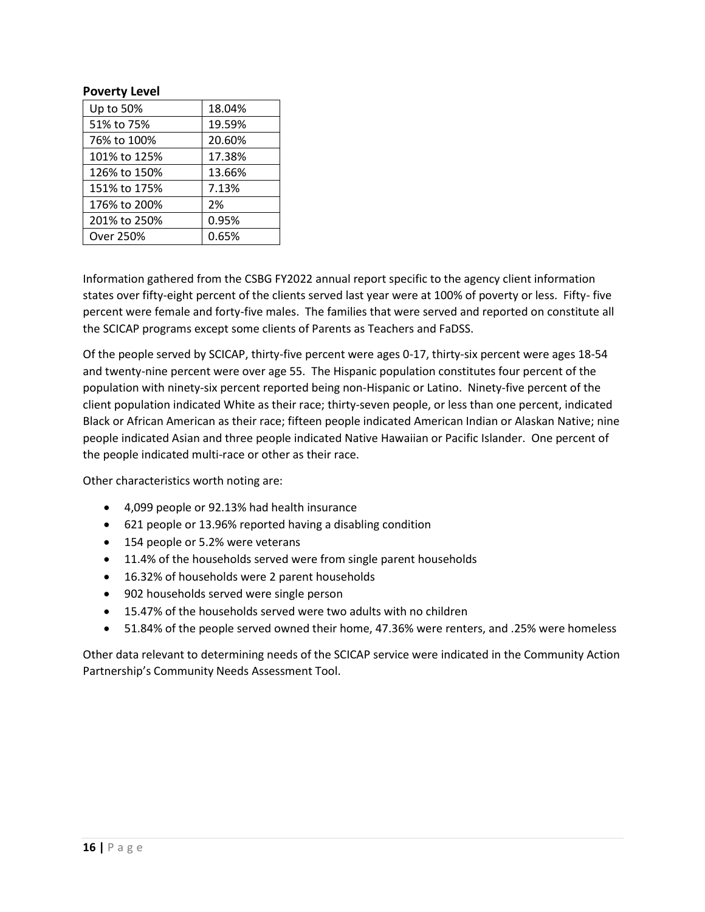**Poverty Level**

| | |
|---|---|
| Up to 50% | 18.04% |
| 51% to 75% | 19.59% |
| 76% to 100% | 20.60% |
| 101% to 125% | 17.38% |
| 126% to 150% | 13.66% |
| 151% to 175% | 7.13% |
| 176% to 200% | 2% |
| 201% to 250% | 0.95% |
| Over 250% | 0.65% |

Information gathered from the CSBG FY2022 annual report specific to the agency client information states over fifty-eight percent of the clients served last year were at 100% of poverty or less. Fifty- five percent were female and forty-five males. The families that were served and reported on constitute all the SCICAP programs except some clients of Parents as Teachers and FaDSS.

Of the people served by SCICAP, thirty-five percent were ages 0-17, thirty-six percent were ages 18-54 and twenty-nine percent were over age 55. The Hispanic population constitutes four percent of the population with ninety-six percent reported being non-Hispanic or Latino. Ninety-five percent of the client population indicated White as their race; thirty-seven people, or less than one percent, indicated Black or African American as their race; fifteen people indicated American Indian or Alaskan Native; nine people indicated Asian and three people indicated Native Hawaiian or Pacific Islander. One percent of the people indicated multi-race or other as their race.

Other characteristics worth noting are:

- 4,099 people or 92.13% had health insurance
- 621 people or 13.96% reported having a disabling condition
- 154 people or 5.2% were veterans
- 11.4% of the households served were from single parent households
- 16.32% of households were 2 parent households
- 902 households served were single person
- 15.47% of the households served were two adults with no children
- 51.84% of the people served owned their home, 47.36% were renters, and .25% were homeless

Other data relevant to determining needs of the SCICAP service were indicated in the Community Action Partnership's Community Needs Assessment Tool.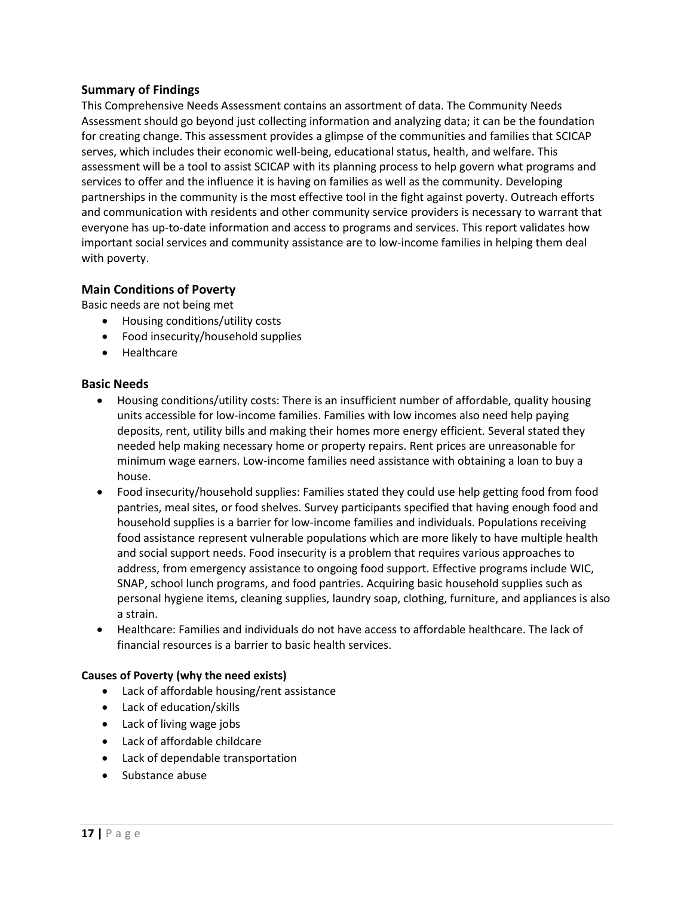## Summary of Findings

This Comprehensive Needs Assessment contains an assortment of data. The Community Needs Assessment should go beyond just collecting information and analyzing data; it can be the foundation for creating change. This assessment provides a glimpse of the communities and families that SCICAP serves, which includes their economic well-being, educational status, health, and welfare. This assessment will be a tool to assist SCICAP with its planning process to help govern what programs and services to offer and the influence it is having on families as well as the community. Developing partnerships in the community is the most effective tool in the fight against poverty. Outreach efforts and communication with residents and other community service providers is necessary to warrant that everyone has up-to-date information and access to programs and services. This report validates how important social services and community assistance are to low-income families in helping them deal with poverty.

## Main Conditions of Poverty

Basic needs are not being met

- Housing conditions/utility costs
- Food insecurity/household supplies
- Healthcare

## Basic Needs

- Housing conditions/utility costs: There is an insufficient number of affordable, quality housing units accessible for low-income families. Families with low incomes also need help paying deposits, rent, utility bills and making their homes more energy efficient. Several stated they needed help making necessary home or property repairs. Rent prices are unreasonable for minimum wage earners. Low-income families need assistance with obtaining a loan to buy a house.
- Food insecurity/household supplies: Families stated they could use help getting food from food pantries, meal sites, or food shelves. Survey participants specified that having enough food and household supplies is a barrier for low-income families and individuals. Populations receiving food assistance represent vulnerable populations which are more likely to have multiple health and social support needs. Food insecurity is a problem that requires various approaches to address, from emergency assistance to ongoing food support. Effective programs include WIC, SNAP, school lunch programs, and food pantries. Acquiring basic household supplies such as personal hygiene items, cleaning supplies, laundry soap, clothing, furniture, and appliances is also a strain.
- Healthcare: Families and individuals do not have access to affordable healthcare. The lack of financial resources is a barrier to basic health services.

### Causes of Poverty (why the need exists)

- Lack of affordable housing/rent assistance
- Lack of education/skills
- Lack of living wage jobs
- Lack of affordable childcare
- Lack of dependable transportation
- Substance abuse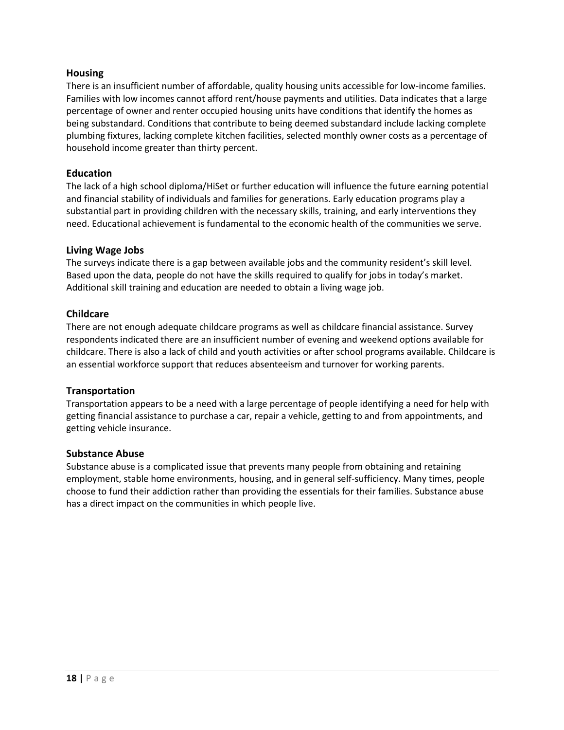### Housing

There is an insufficient number of affordable, quality housing units accessible for low-income families. Families with low incomes cannot afford rent/house payments and utilities. Data indicates that a large percentage of owner and renter occupied housing units have conditions that identify the homes as being substandard. Conditions that contribute to being deemed substandard include lacking complete plumbing fixtures, lacking complete kitchen facilities, selected monthly owner costs as a percentage of household income greater than thirty percent.

### Education

The lack of a high school diploma/HiSet or further education will influence the future earning potential and financial stability of individuals and families for generations. Early education programs play a substantial part in providing children with the necessary skills, training, and early interventions they need. Educational achievement is fundamental to the economic health of the communities we serve.

### Living Wage Jobs

The surveys indicate there is a gap between available jobs and the community resident's skill level. Based upon the data, people do not have the skills required to qualify for jobs in today's market. Additional skill training and education are needed to obtain a living wage job.

### Childcare

There are not enough adequate childcare programs as well as childcare financial assistance. Survey respondents indicated there are an insufficient number of evening and weekend options available for childcare. There is also a lack of child and youth activities or after school programs available. Childcare is an essential workforce support that reduces absenteeism and turnover for working parents.

### Transportation

Transportation appears to be a need with a large percentage of people identifying a need for help with getting financial assistance to purchase a car, repair a vehicle, getting to and from appointments, and getting vehicle insurance.

### Substance Abuse

Substance abuse is a complicated issue that prevents many people from obtaining and retaining employment, stable home environments, housing, and in general self-sufficiency. Many times, people choose to fund their addiction rather than providing the essentials for their families. Substance abuse has a direct impact on the communities in which people live.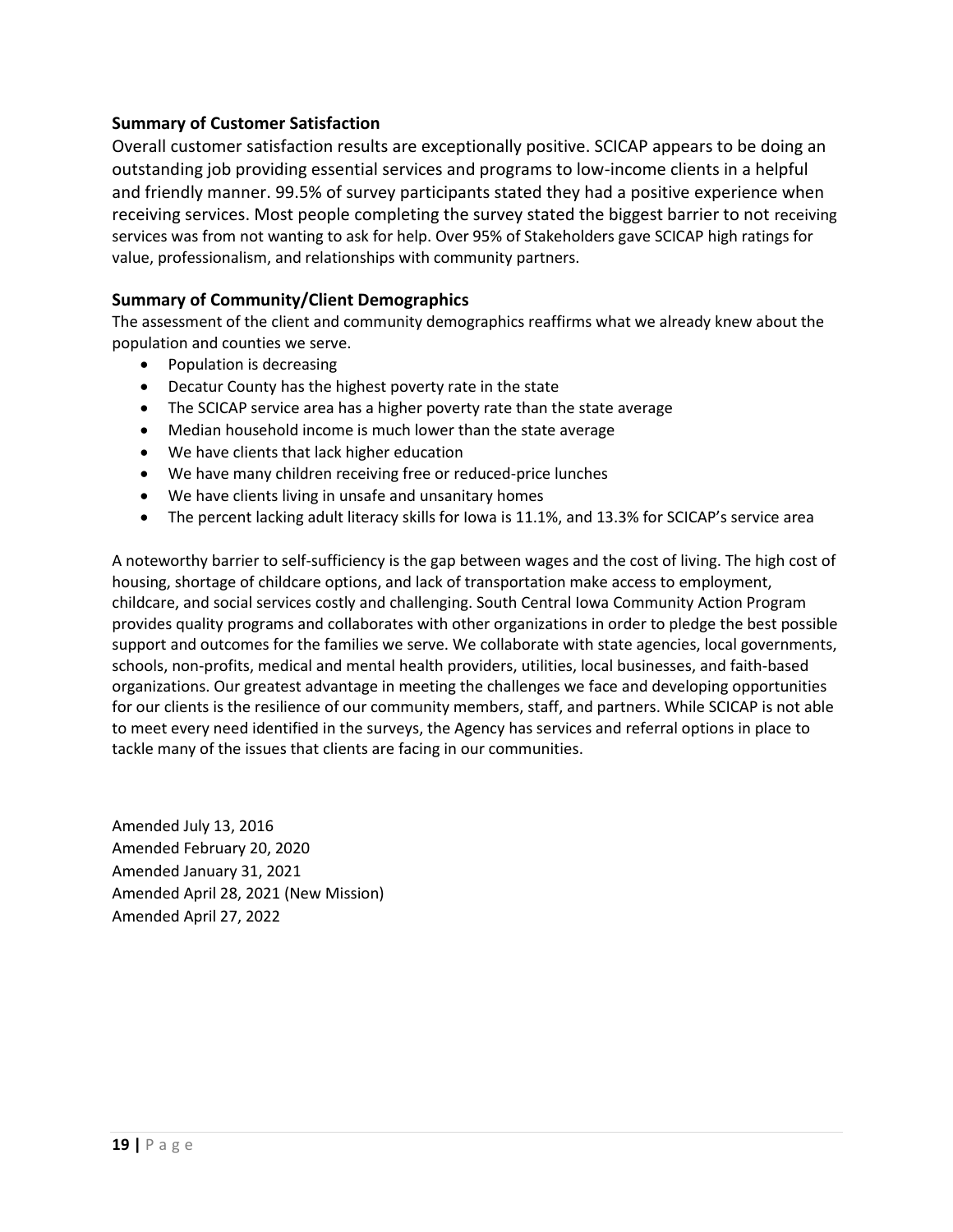### Summary of Customer Satisfaction

Overall customer satisfaction results are exceptionally positive. SCICAP appears to be doing an outstanding job providing essential services and programs to low-income clients in a helpful and friendly manner. 99.5% of survey participants stated they had a positive experience when receiving services. Most people completing the survey stated the biggest barrier to not receiving services was from not wanting to ask for help. Over 95% of Stakeholders gave SCICAP high ratings for value, professionalism, and relationships with community partners.

### Summary of Community/Client Demographics

The assessment of the client and community demographics reaffirms what we already knew about the population and counties we serve.

- Population is decreasing
- Decatur County has the highest poverty rate in the state
- The SCICAP service area has a higher poverty rate than the state average
- Median household income is much lower than the state average
- We have clients that lack higher education
- We have many children receiving free or reduced-price lunches
- We have clients living in unsafe and unsanitary homes
- The percent lacking adult literacy skills for Iowa is 11.1%, and 13.3% for SCICAP's service area

A noteworthy barrier to self-sufficiency is the gap between wages and the cost of living. The high cost of housing, shortage of childcare options, and lack of transportation make access to employment, childcare, and social services costly and challenging. South Central Iowa Community Action Program provides quality programs and collaborates with other organizations in order to pledge the best possible support and outcomes for the families we serve. We collaborate with state agencies, local governments, schools, non-profits, medical and mental health providers, utilities, local businesses, and faith-based organizations. Our greatest advantage in meeting the challenges we face and developing opportunities for our clients is the resilience of our community members, staff, and partners. While SCICAP is not able to meet every need identified in the surveys, the Agency has services and referral options in place to tackle many of the issues that clients are facing in our communities.

Amended July 13, 2016
Amended February 20, 2020
Amended January 31, 2021
Amended April 28, 2021 (New Mission)
Amended April 27, 2022